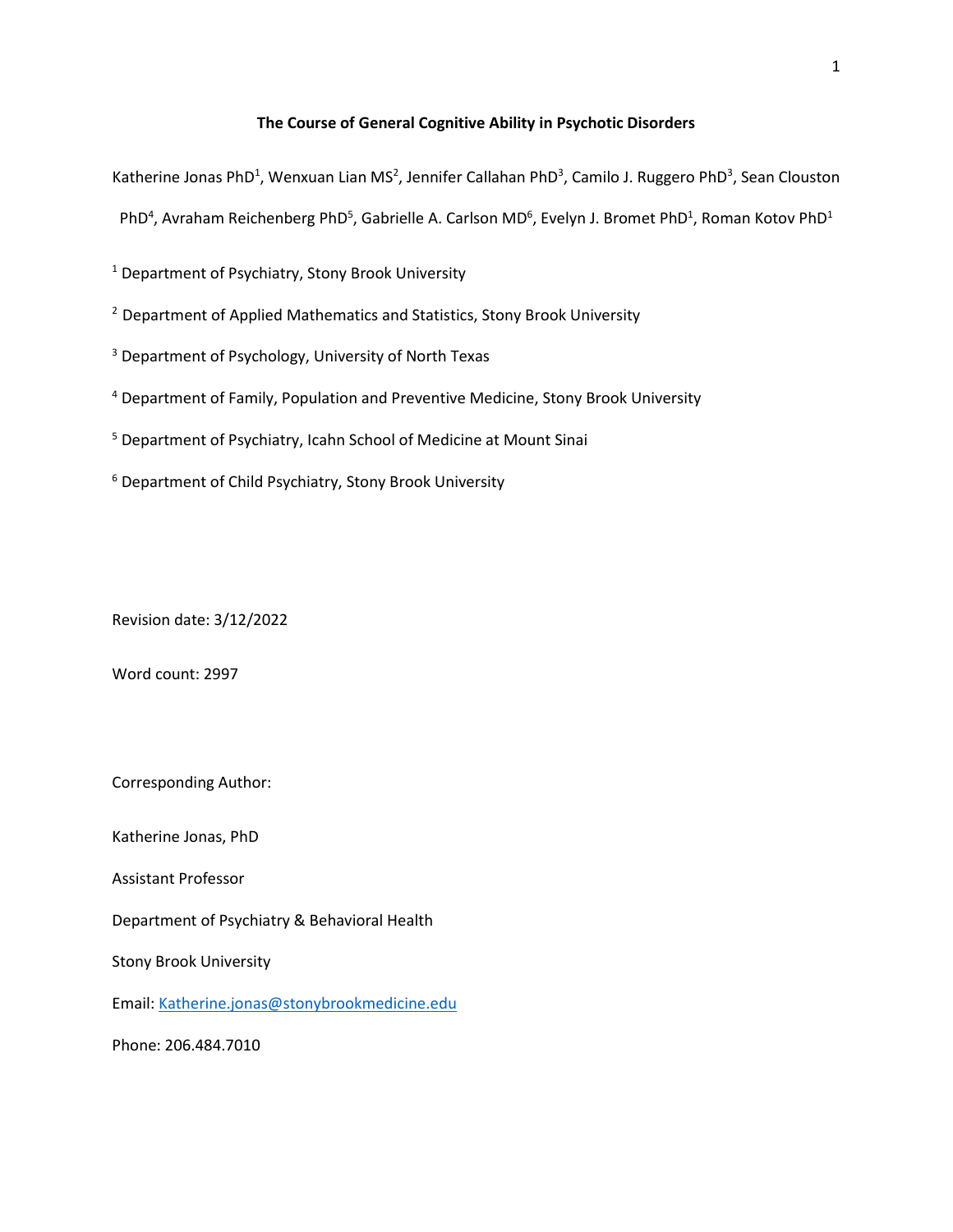# The Course of General Cognitive Ability in Psychotic Disorders

Katherine Jonas PhD[1], Wenxuan Lian MS[2], Jennifer Callahan PhD[3], Camilo J. Ruggero PhD[3], Sean Clouston PhD[4], Avraham Reichenberg PhD[5], Gabrielle A. Carlson MD[6], Evelyn J. Bromet PhD[1], Roman Kotov PhD[1]

[1] Department of Psychiatry, Stony Brook University

[2] Department of Applied Mathematics and Statistics, Stony Brook University

[3] Department of Psychology, University of North Texas

[4] Department of Family, Population and Preventive Medicine, Stony Brook University

[5] Department of Psychiatry, Icahn School of Medicine at Mount Sinai

[6] Department of Child Psychiatry, Stony Brook University

Revision date: 3/12/2022

Word count: 2997

Corresponding Author:

Katherine Jonas, PhD

Assistant Professor

Department of Psychiatry & Behavioral Health

Stony Brook University

Email: Katherine.jonas@stonybrookmedicine.edu

Phone: 206.484.7010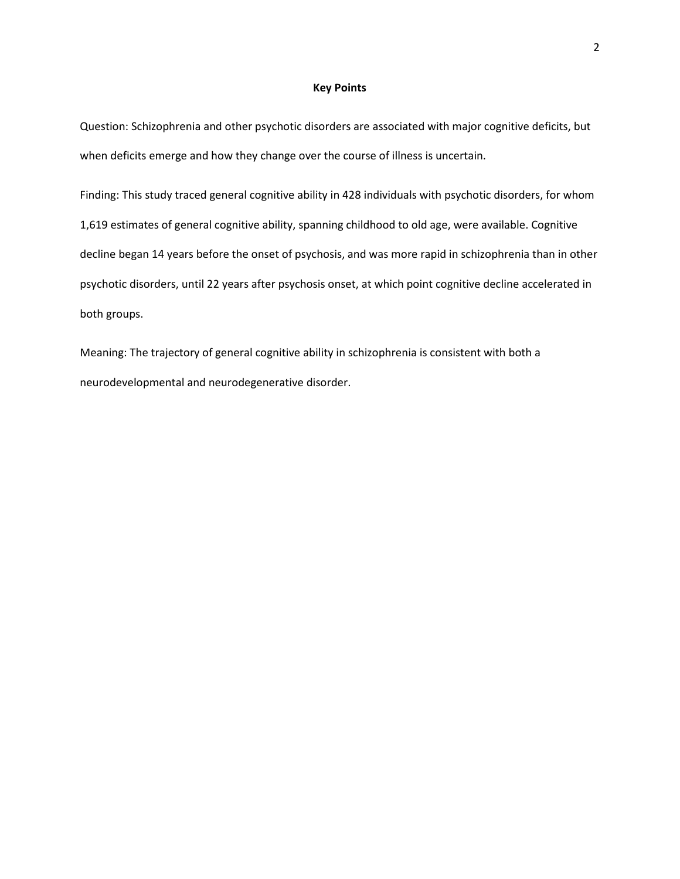## Key Points

Question: Schizophrenia and other psychotic disorders are associated with major cognitive deficits, but when deficits emerge and how they change over the course of illness is uncertain.

Finding: This study traced general cognitive ability in 428 individuals with psychotic disorders, for whom 1,619 estimates of general cognitive ability, spanning childhood to old age, were available. Cognitive decline began 14 years before the onset of psychosis, and was more rapid in schizophrenia than in other psychotic disorders, until 22 years after psychosis onset, at which point cognitive decline accelerated in both groups.

Meaning: The trajectory of general cognitive ability in schizophrenia is consistent with both a neurodevelopmental and neurodegenerative disorder.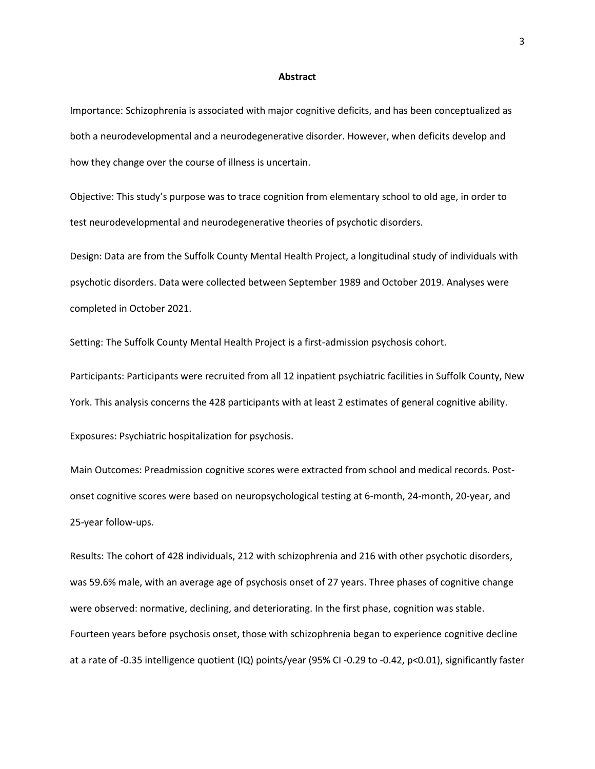## Abstract

Importance: Schizophrenia is associated with major cognitive deficits, and has been conceptualized as both a neurodevelopmental and a neurodegenerative disorder. However, when deficits develop and how they change over the course of illness is uncertain.

Objective: This study's purpose was to trace cognition from elementary school to old age, in order to test neurodevelopmental and neurodegenerative theories of psychotic disorders.

Design: Data are from the Suffolk County Mental Health Project, a longitudinal study of individuals with psychotic disorders. Data were collected between September 1989 and October 2019. Analyses were completed in October 2021.

Setting: The Suffolk County Mental Health Project is a first-admission psychosis cohort.

Participants: Participants were recruited from all 12 inpatient psychiatric facilities in Suffolk County, New York. This analysis concerns the 428 participants with at least 2 estimates of general cognitive ability.

Exposures: Psychiatric hospitalization for psychosis.

Main Outcomes: Preadmission cognitive scores were extracted from school and medical records. Post-onset cognitive scores were based on neuropsychological testing at 6-month, 24-month, 20-year, and 25-year follow-ups.

Results: The cohort of 428 individuals, 212 with schizophrenia and 216 with other psychotic disorders, was 59.6% male, with an average age of psychosis onset of 27 years. Three phases of cognitive change were observed: normative, declining, and deteriorating. In the first phase, cognition was stable. Fourteen years before psychosis onset, those with schizophrenia began to experience cognitive decline at a rate of -0.35 intelligence quotient (IQ) points/year (95% CI -0.29 to -0.42, $p<0.01$), significantly faster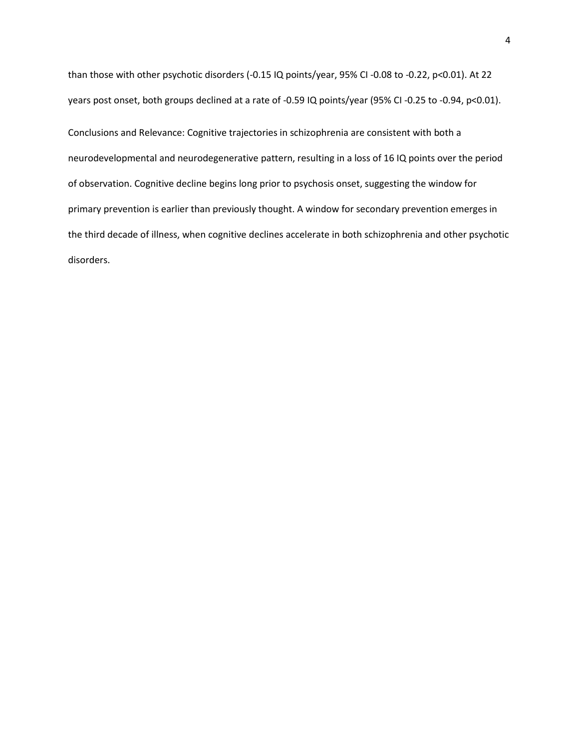than those with other psychotic disorders (-0.15 IQ points/year, 95% CI -0.08 to -0.22, $p<0.01$). At 22 years post onset, both groups declined at a rate of -0.59 IQ points/year (95% CI -0.25 to -0.94, $p<0.01$).

Conclusions and Relevance: Cognitive trajectories in schizophrenia are consistent with both a neurodevelopmental and neurodegenerative pattern, resulting in a loss of 16 IQ points over the period of observation. Cognitive decline begins long prior to psychosis onset, suggesting the window for primary prevention is earlier than previously thought. A window for secondary prevention emerges in the third decade of illness, when cognitive declines accelerate in both schizophrenia and other psychotic disorders.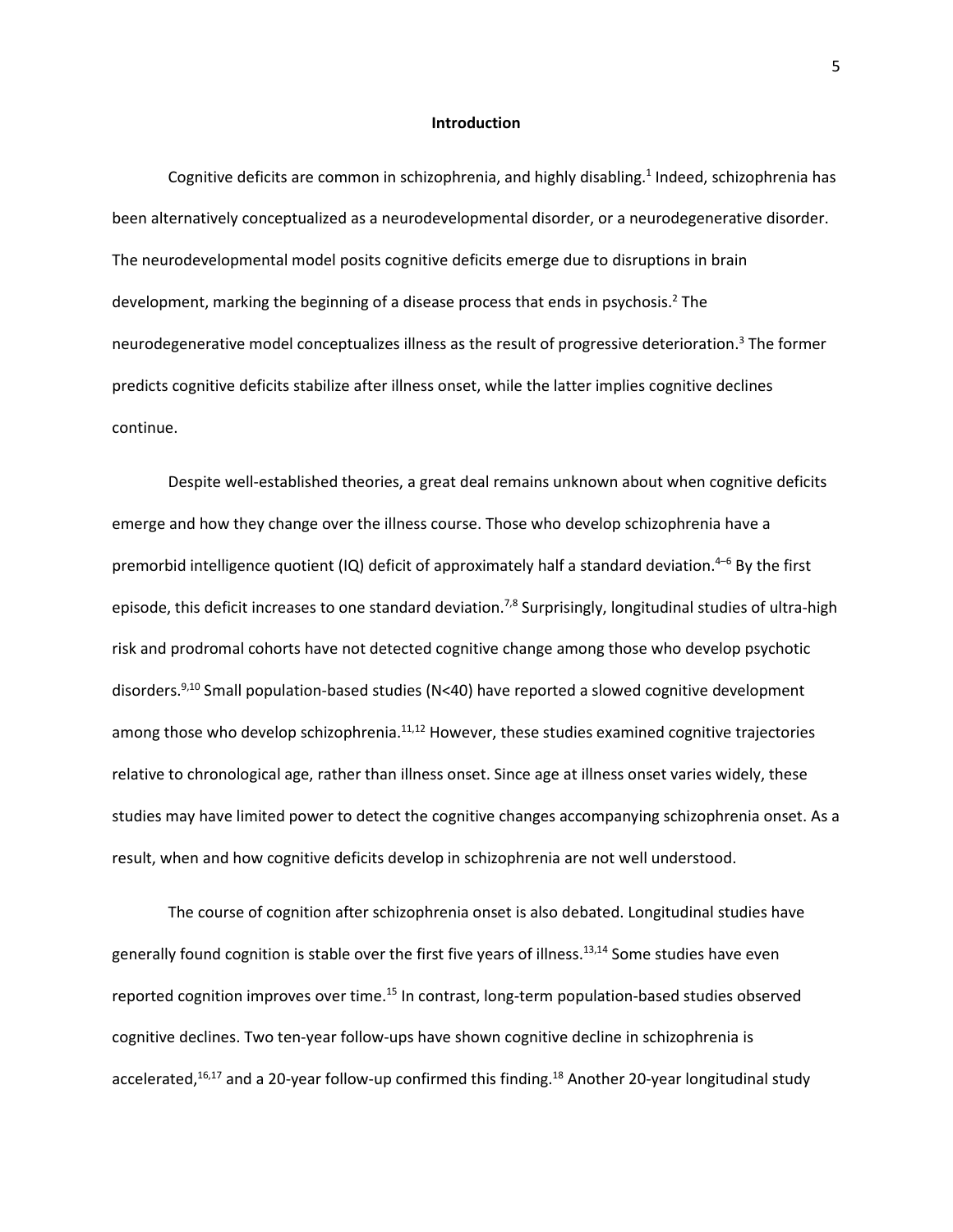## Introduction

Cognitive deficits are common in schizophrenia, and highly disabling.[1] Indeed, schizophrenia has been alternatively conceptualized as a neurodevelopmental disorder, or a neurodegenerative disorder. The neurodevelopmental model posits cognitive deficits emerge due to disruptions in brain development, marking the beginning of a disease process that ends in psychosis.[2] The neurodegenerative model conceptualizes illness as the result of progressive deterioration.[3] The former predicts cognitive deficits stabilize after illness onset, while the latter implies cognitive declines continue.

Despite well-established theories, a great deal remains unknown about when cognitive deficits emerge and how they change over the illness course. Those who develop schizophrenia have a premorbid intelligence quotient (IQ) deficit of approximately half a standard deviation.[4–6] By the first episode, this deficit increases to one standard deviation.[7,8] Surprisingly, longitudinal studies of ultra-high risk and prodromal cohorts have not detected cognitive change among those who develop psychotic disorders.[9,10] Small population-based studies (N<40) have reported a slowed cognitive development among those who develop schizophrenia.[11,12] However, these studies examined cognitive trajectories relative to chronological age, rather than illness onset. Since age at illness onset varies widely, these studies may have limited power to detect the cognitive changes accompanying schizophrenia onset. As a result, when and how cognitive deficits develop in schizophrenia are not well understood.

The course of cognition after schizophrenia onset is also debated. Longitudinal studies have generally found cognition is stable over the first five years of illness.[13,14] Some studies have even reported cognition improves over time.[15] In contrast, long-term population-based studies observed cognitive declines. Two ten-year follow-ups have shown cognitive decline in schizophrenia is accelerated,[16,17] and a 20-year follow-up confirmed this finding.[18] Another 20-year longitudinal study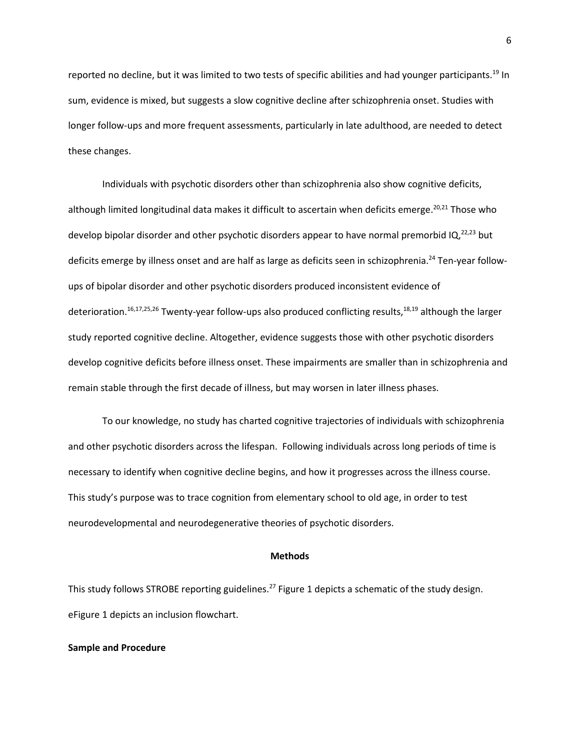reported no decline, but it was limited to two tests of specific abilities and had younger participants.[19] In sum, evidence is mixed, but suggests a slow cognitive decline after schizophrenia onset. Studies with longer follow-ups and more frequent assessments, particularly in late adulthood, are needed to detect these changes.

Individuals with psychotic disorders other than schizophrenia also show cognitive deficits, although limited longitudinal data makes it difficult to ascertain when deficits emerge.[20,21] Those who develop bipolar disorder and other psychotic disorders appear to have normal premorbid IQ,[22,23] but deficits emerge by illness onset and are half as large as deficits seen in schizophrenia.[24] Ten-year follow-ups of bipolar disorder and other psychotic disorders produced inconsistent evidence of deterioration.[16,17,25,26] Twenty-year follow-ups also produced conflicting results,[18,19] although the larger study reported cognitive decline. Altogether, evidence suggests those with other psychotic disorders develop cognitive deficits before illness onset. These impairments are smaller than in schizophrenia and remain stable through the first decade of illness, but may worsen in later illness phases.

To our knowledge, no study has charted cognitive trajectories of individuals with schizophrenia and other psychotic disorders across the lifespan. Following individuals across long periods of time is necessary to identify when cognitive decline begins, and how it progresses across the illness course. This study's purpose was to trace cognition from elementary school to old age, in order to test neurodevelopmental and neurodegenerative theories of psychotic disorders.

## Methods

This study follows STROBE reporting guidelines.[27] Figure 1 depicts a schematic of the study design. eFigure 1 depicts an inclusion flowchart.

### Sample and Procedure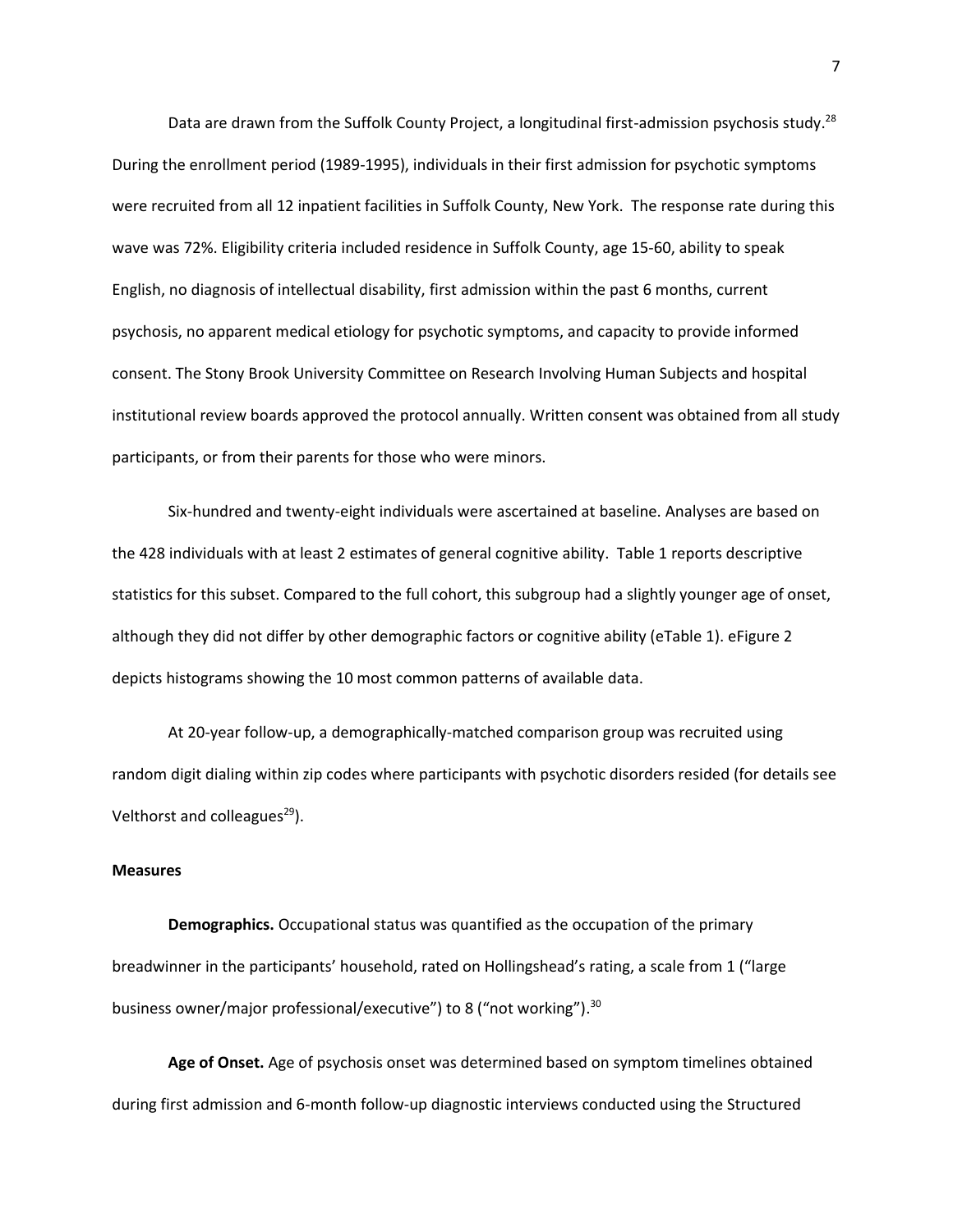Data are drawn from the Suffolk County Project, a longitudinal first-admission psychosis study.[28] During the enrollment period (1989-1995), individuals in their first admission for psychotic symptoms were recruited from all 12 inpatient facilities in Suffolk County, New York. The response rate during this wave was 72%. Eligibility criteria included residence in Suffolk County, age 15-60, ability to speak English, no diagnosis of intellectual disability, first admission within the past 6 months, current psychosis, no apparent medical etiology for psychotic symptoms, and capacity to provide informed consent. The Stony Brook University Committee on Research Involving Human Subjects and hospital institutional review boards approved the protocol annually. Written consent was obtained from all study participants, or from their parents for those who were minors.

Six-hundred and twenty-eight individuals were ascertained at baseline. Analyses are based on the 428 individuals with at least 2 estimates of general cognitive ability. Table 1 reports descriptive statistics for this subset. Compared to the full cohort, this subgroup had a slightly younger age of onset, although they did not differ by other demographic factors or cognitive ability (eTable 1). eFigure 2 depicts histograms showing the 10 most common patterns of available data.

At 20-year follow-up, a demographically-matched comparison group was recruited using random digit dialing within zip codes where participants with psychotic disorders resided (for details see Velthorst and colleagues[29]).

**Measures**

**Demographics.** Occupational status was quantified as the occupation of the primary breadwinner in the participants' household, rated on Hollingshead's rating, a scale from 1 ("large business owner/major professional/executive") to 8 ("not working").[30]

**Age of Onset.** Age of psychosis onset was determined based on symptom timelines obtained during first admission and 6-month follow-up diagnostic interviews conducted using the Structured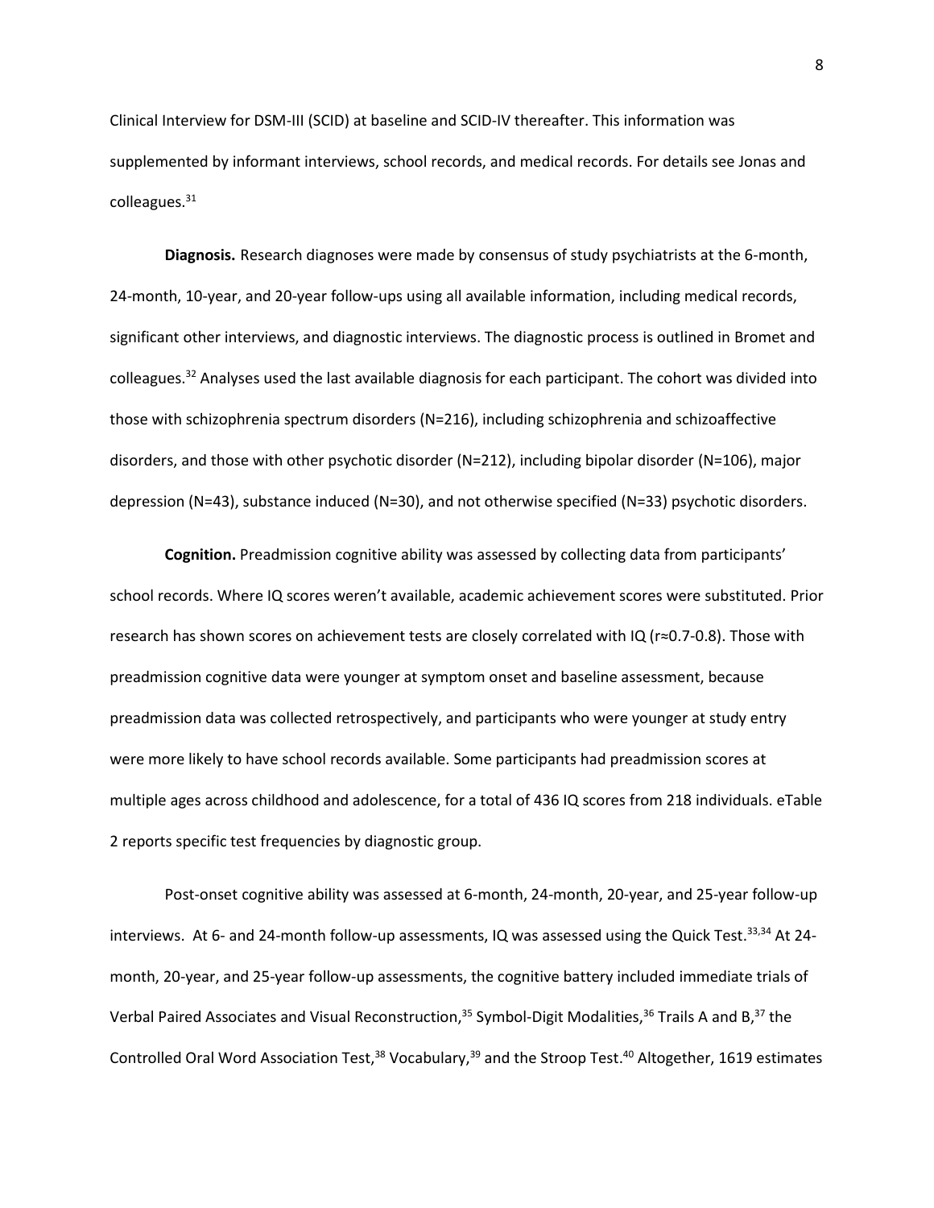Clinical Interview for DSM-III (SCID) at baseline and SCID-IV thereafter. This information was supplemented by informant interviews, school records, and medical records. For details see Jonas and colleagues.[31]

**Diagnosis.** Research diagnoses were made by consensus of study psychiatrists at the 6-month, 24-month, 10-year, and 20-year follow-ups using all available information, including medical records, significant other interviews, and diagnostic interviews. The diagnostic process is outlined in Bromet and colleagues.[32] Analyses used the last available diagnosis for each participant. The cohort was divided into those with schizophrenia spectrum disorders (N=216), including schizophrenia and schizoaffective disorders, and those with other psychotic disorder (N=212), including bipolar disorder (N=106), major depression (N=43), substance induced (N=30), and not otherwise specified (N=33) psychotic disorders.

**Cognition.** Preadmission cognitive ability was assessed by collecting data from participants' school records. Where IQ scores weren't available, academic achievement scores were substituted. Prior research has shown scores on achievement tests are closely correlated with IQ (r≈0.7-0.8). Those with preadmission cognitive data were younger at symptom onset and baseline assessment, because preadmission data was collected retrospectively, and participants who were younger at study entry were more likely to have school records available. Some participants had preadmission scores at multiple ages across childhood and adolescence, for a total of 436 IQ scores from 218 individuals. eTable 2 reports specific test frequencies by diagnostic group.

Post-onset cognitive ability was assessed at 6-month, 24-month, 20-year, and 25-year follow-up interviews. At 6- and 24-month follow-up assessments, IQ was assessed using the Quick Test.[33,34] At 24-month, 20-year, and 25-year follow-up assessments, the cognitive battery included immediate trials of Verbal Paired Associates and Visual Reconstruction,[35] Symbol-Digit Modalities,[36] Trails A and B,[37] the Controlled Oral Word Association Test,[38] Vocabulary,[39] and the Stroop Test.[40] Altogether, 1619 estimates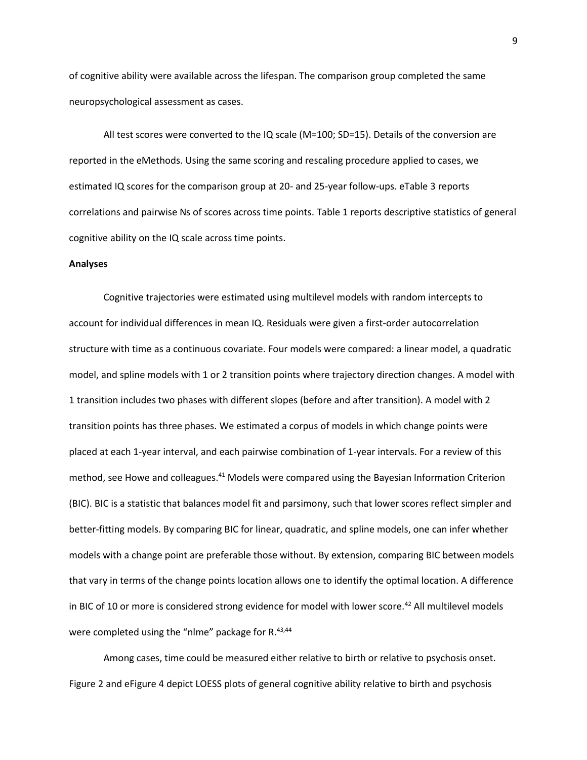of cognitive ability were available across the lifespan. The comparison group completed the same neuropsychological assessment as cases.

All test scores were converted to the IQ scale (M=100; SD=15). Details of the conversion are reported in the eMethods. Using the same scoring and rescaling procedure applied to cases, we estimated IQ scores for the comparison group at 20- and 25-year follow-ups. eTable 3 reports correlations and pairwise Ns of scores across time points. Table 1 reports descriptive statistics of general cognitive ability on the IQ scale across time points.

**Analyses**

Cognitive trajectories were estimated using multilevel models with random intercepts to account for individual differences in mean IQ. Residuals were given a first-order autocorrelation structure with time as a continuous covariate. Four models were compared: a linear model, a quadratic model, and spline models with 1 or 2 transition points where trajectory direction changes. A model with 1 transition includes two phases with different slopes (before and after transition). A model with 2 transition points has three phases. We estimated a corpus of models in which change points were placed at each 1-year interval, and each pairwise combination of 1-year intervals. For a review of this method, see Howe and colleagues.[41] Models were compared using the Bayesian Information Criterion (BIC). BIC is a statistic that balances model fit and parsimony, such that lower scores reflect simpler and better-fitting models. By comparing BIC for linear, quadratic, and spline models, one can infer whether models with a change point are preferable those without. By extension, comparing BIC between models that vary in terms of the change points location allows one to identify the optimal location. A difference in BIC of 10 or more is considered strong evidence for model with lower score.[42] All multilevel models were completed using the "nlme" package for R.[43,44]

Among cases, time could be measured either relative to birth or relative to psychosis onset. Figure 2 and eFigure 4 depict LOESS plots of general cognitive ability relative to birth and psychosis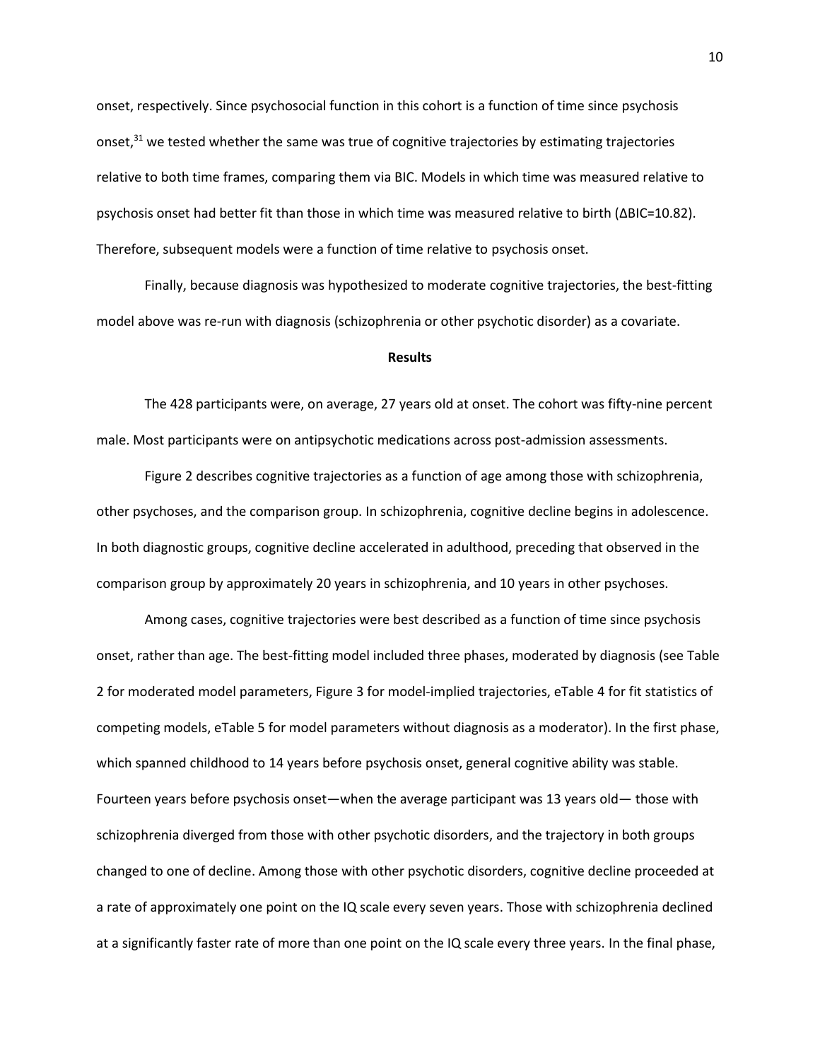onset, respectively. Since psychosocial function in this cohort is a function of time since psychosis onset,[31] we tested whether the same was true of cognitive trajectories by estimating trajectories relative to both time frames, comparing them via BIC. Models in which time was measured relative to psychosis onset had better fit than those in which time was measured relative to birth (ΔBIC=10.82). Therefore, subsequent models were a function of time relative to psychosis onset.

Finally, because diagnosis was hypothesized to moderate cognitive trajectories, the best-fitting model above was re-run with diagnosis (schizophrenia or other psychotic disorder) as a covariate.

## Results

The 428 participants were, on average, 27 years old at onset. The cohort was fifty-nine percent male. Most participants were on antipsychotic medications across post-admission assessments.

Figure 2 describes cognitive trajectories as a function of age among those with schizophrenia, other psychoses, and the comparison group. In schizophrenia, cognitive decline begins in adolescence. In both diagnostic groups, cognitive decline accelerated in adulthood, preceding that observed in the comparison group by approximately 20 years in schizophrenia, and 10 years in other psychoses.

Among cases, cognitive trajectories were best described as a function of time since psychosis onset, rather than age. The best-fitting model included three phases, moderated by diagnosis (see Table 2 for moderated model parameters, Figure 3 for model-implied trajectories, eTable 4 for fit statistics of competing models, eTable 5 for model parameters without diagnosis as a moderator). In the first phase, which spanned childhood to 14 years before psychosis onset, general cognitive ability was stable. Fourteen years before psychosis onset—when the average participant was 13 years old— those with schizophrenia diverged from those with other psychotic disorders, and the trajectory in both groups changed to one of decline. Among those with other psychotic disorders, cognitive decline proceeded at a rate of approximately one point on the IQ scale every seven years. Those with schizophrenia declined at a significantly faster rate of more than one point on the IQ scale every three years. In the final phase,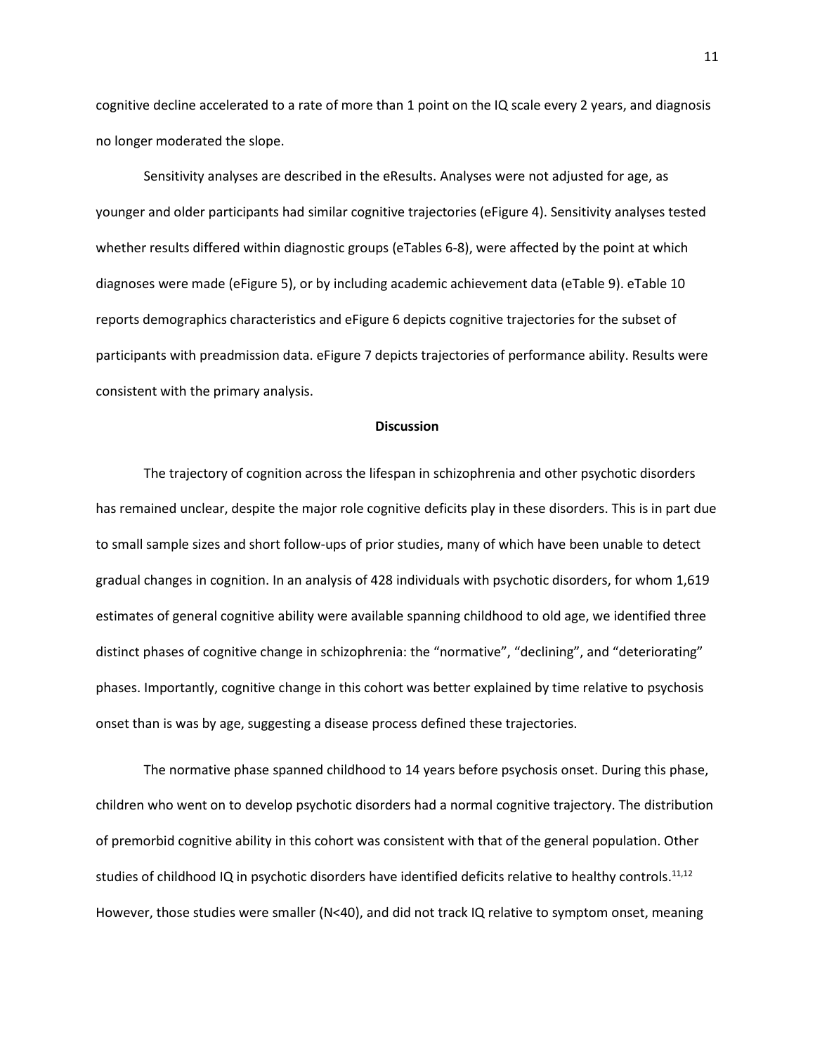cognitive decline accelerated to a rate of more than 1 point on the IQ scale every 2 years, and diagnosis no longer moderated the slope.

Sensitivity analyses are described in the eResults. Analyses were not adjusted for age, as younger and older participants had similar cognitive trajectories (eFigure 4). Sensitivity analyses tested whether results differed within diagnostic groups (eTables 6-8), were affected by the point at which diagnoses were made (eFigure 5), or by including academic achievement data (eTable 9). eTable 10 reports demographics characteristics and eFigure 6 depicts cognitive trajectories for the subset of participants with preadmission data. eFigure 7 depicts trajectories of performance ability. Results were consistent with the primary analysis.

## Discussion

The trajectory of cognition across the lifespan in schizophrenia and other psychotic disorders has remained unclear, despite the major role cognitive deficits play in these disorders. This is in part due to small sample sizes and short follow-ups of prior studies, many of which have been unable to detect gradual changes in cognition. In an analysis of 428 individuals with psychotic disorders, for whom 1,619 estimates of general cognitive ability were available spanning childhood to old age, we identified three distinct phases of cognitive change in schizophrenia: the "normative", "declining", and "deteriorating" phases. Importantly, cognitive change in this cohort was better explained by time relative to psychosis onset than is was by age, suggesting a disease process defined these trajectories.

The normative phase spanned childhood to 14 years before psychosis onset. During this phase, children who went on to develop psychotic disorders had a normal cognitive trajectory. The distribution of premorbid cognitive ability in this cohort was consistent with that of the general population. Other studies of childhood IQ in psychotic disorders have identified deficits relative to healthy controls.[11,12] However, those studies were smaller (N<40), and did not track IQ relative to symptom onset, meaning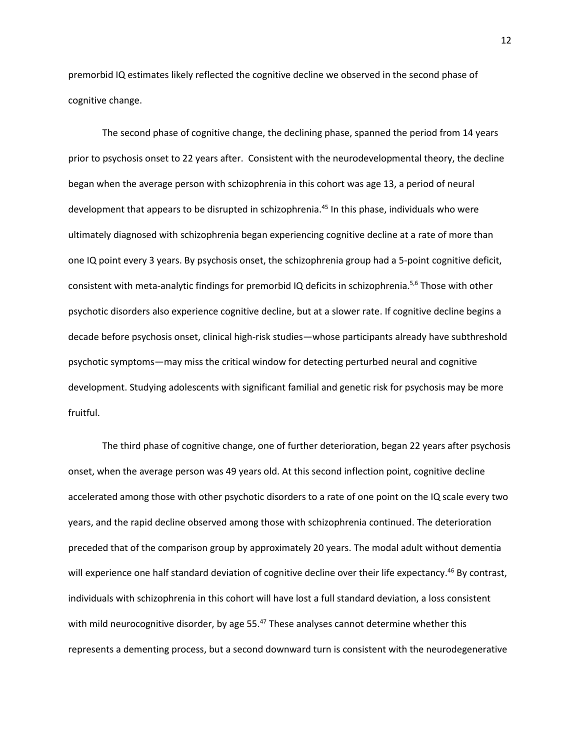premorbid IQ estimates likely reflected the cognitive decline we observed in the second phase of cognitive change.

The second phase of cognitive change, the declining phase, spanned the period from 14 years prior to psychosis onset to 22 years after. Consistent with the neurodevelopmental theory, the decline began when the average person with schizophrenia in this cohort was age 13, a period of neural development that appears to be disrupted in schizophrenia.[45] In this phase, individuals who were ultimately diagnosed with schizophrenia began experiencing cognitive decline at a rate of more than one IQ point every 3 years. By psychosis onset, the schizophrenia group had a 5-point cognitive deficit, consistent with meta-analytic findings for premorbid IQ deficits in schizophrenia.[5,6] Those with other psychotic disorders also experience cognitive decline, but at a slower rate. If cognitive decline begins a decade before psychosis onset, clinical high-risk studies—whose participants already have subthreshold psychotic symptoms—may miss the critical window for detecting perturbed neural and cognitive development. Studying adolescents with significant familial and genetic risk for psychosis may be more fruitful.

The third phase of cognitive change, one of further deterioration, began 22 years after psychosis onset, when the average person was 49 years old. At this second inflection point, cognitive decline accelerated among those with other psychotic disorders to a rate of one point on the IQ scale every two years, and the rapid decline observed among those with schizophrenia continued. The deterioration preceded that of the comparison group by approximately 20 years. The modal adult without dementia will experience one half standard deviation of cognitive decline over their life expectancy.[46] By contrast, individuals with schizophrenia in this cohort will have lost a full standard deviation, a loss consistent with mild neurocognitive disorder, by age 55.[47] These analyses cannot determine whether this represents a dementing process, but a second downward turn is consistent with the neurodegenerative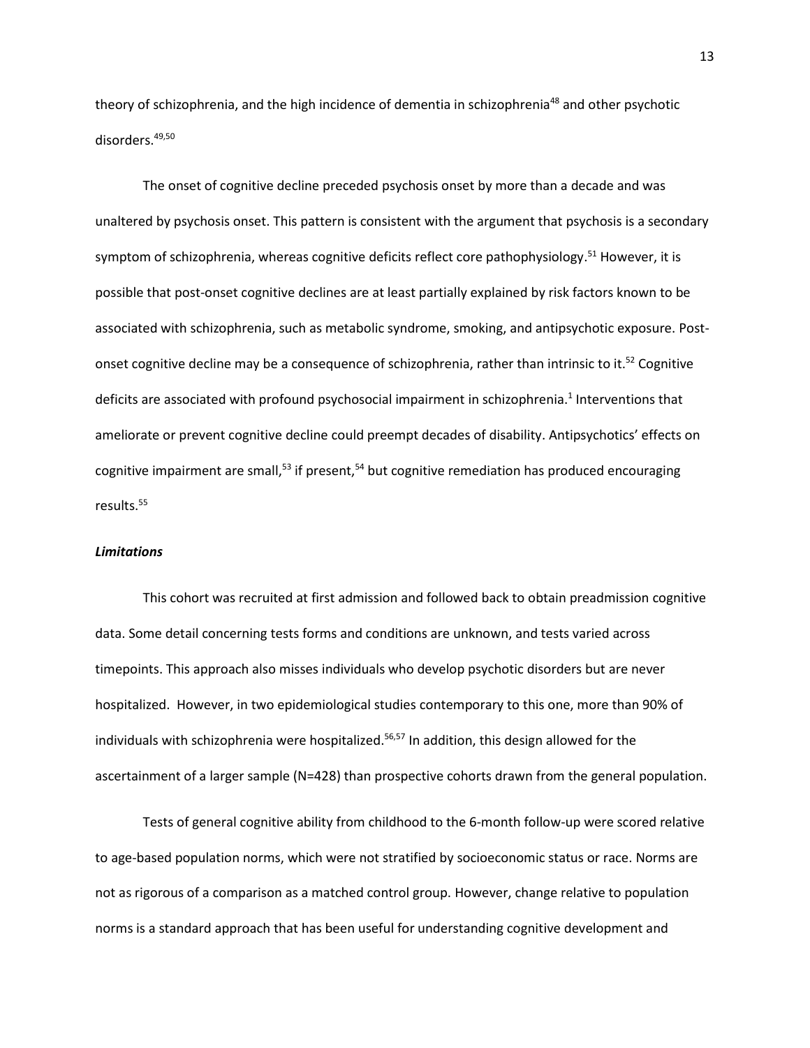theory of schizophrenia, and the high incidence of dementia in schizophrenia[48] and other psychotic disorders.[49,50]

The onset of cognitive decline preceded psychosis onset by more than a decade and was unaltered by psychosis onset. This pattern is consistent with the argument that psychosis is a secondary symptom of schizophrenia, whereas cognitive deficits reflect core pathophysiology.[51] However, it is possible that post-onset cognitive declines are at least partially explained by risk factors known to be associated with schizophrenia, such as metabolic syndrome, smoking, and antipsychotic exposure. Post-onset cognitive decline may be a consequence of schizophrenia, rather than intrinsic to it.[52] Cognitive deficits are associated with profound psychosocial impairment in schizophrenia.[1] Interventions that ameliorate or prevent cognitive decline could preempt decades of disability. Antipsychotics' effects on cognitive impairment are small,[53] if present,[54] but cognitive remediation has produced encouraging results.[55]

### *Limitations*

This cohort was recruited at first admission and followed back to obtain preadmission cognitive data. Some detail concerning tests forms and conditions are unknown, and tests varied across timepoints. This approach also misses individuals who develop psychotic disorders but are never hospitalized. However, in two epidemiological studies contemporary to this one, more than 90% of individuals with schizophrenia were hospitalized.[56,57] In addition, this design allowed for the ascertainment of a larger sample (N=428) than prospective cohorts drawn from the general population.

Tests of general cognitive ability from childhood to the 6-month follow-up were scored relative to age-based population norms, which were not stratified by socioeconomic status or race. Norms are not as rigorous of a comparison as a matched control group. However, change relative to population norms is a standard approach that has been useful for understanding cognitive development and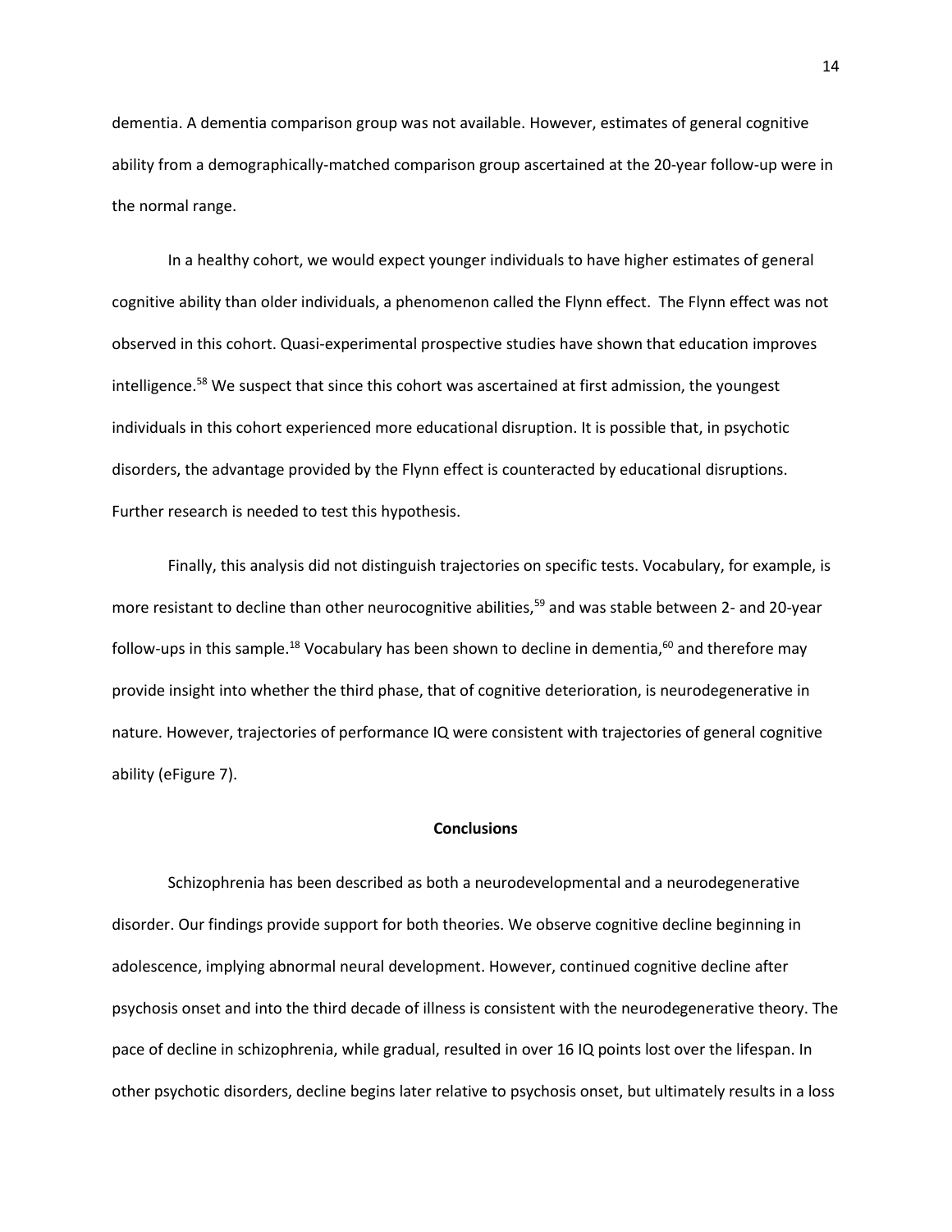dementia. A dementia comparison group was not available. However, estimates of general cognitive ability from a demographically-matched comparison group ascertained at the 20-year follow-up were in the normal range.

In a healthy cohort, we would expect younger individuals to have higher estimates of general cognitive ability than older individuals, a phenomenon called the Flynn effect. The Flynn effect was not observed in this cohort. Quasi-experimental prospective studies have shown that education improves intelligence.[58] We suspect that since this cohort was ascertained at first admission, the youngest individuals in this cohort experienced more educational disruption. It is possible that, in psychotic disorders, the advantage provided by the Flynn effect is counteracted by educational disruptions. Further research is needed to test this hypothesis.

Finally, this analysis did not distinguish trajectories on specific tests. Vocabulary, for example, is more resistant to decline than other neurocognitive abilities,[59] and was stable between 2- and 20-year follow-ups in this sample.[18] Vocabulary has been shown to decline in dementia,[60] and therefore may provide insight into whether the third phase, that of cognitive deterioration, is neurodegenerative in nature. However, trajectories of performance IQ were consistent with trajectories of general cognitive ability (eFigure 7).

## Conclusions

Schizophrenia has been described as both a neurodevelopmental and a neurodegenerative disorder. Our findings provide support for both theories. We observe cognitive decline beginning in adolescence, implying abnormal neural development. However, continued cognitive decline after psychosis onset and into the third decade of illness is consistent with the neurodegenerative theory. The pace of decline in schizophrenia, while gradual, resulted in over 16 IQ points lost over the lifespan. In other psychotic disorders, decline begins later relative to psychosis onset, but ultimately results in a loss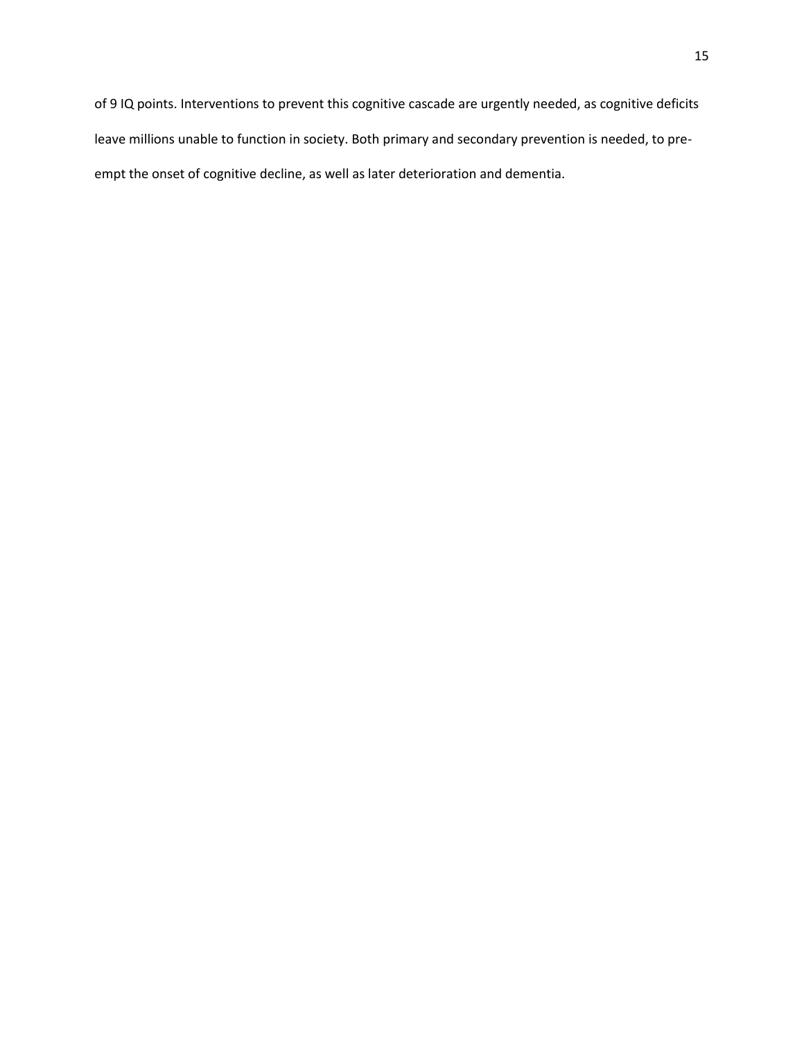of 9 IQ points. Interventions to prevent this cognitive cascade are urgently needed, as cognitive deficits leave millions unable to function in society. Both primary and secondary prevention is needed, to pre-empt the onset of cognitive decline, as well as later deterioration and dementia.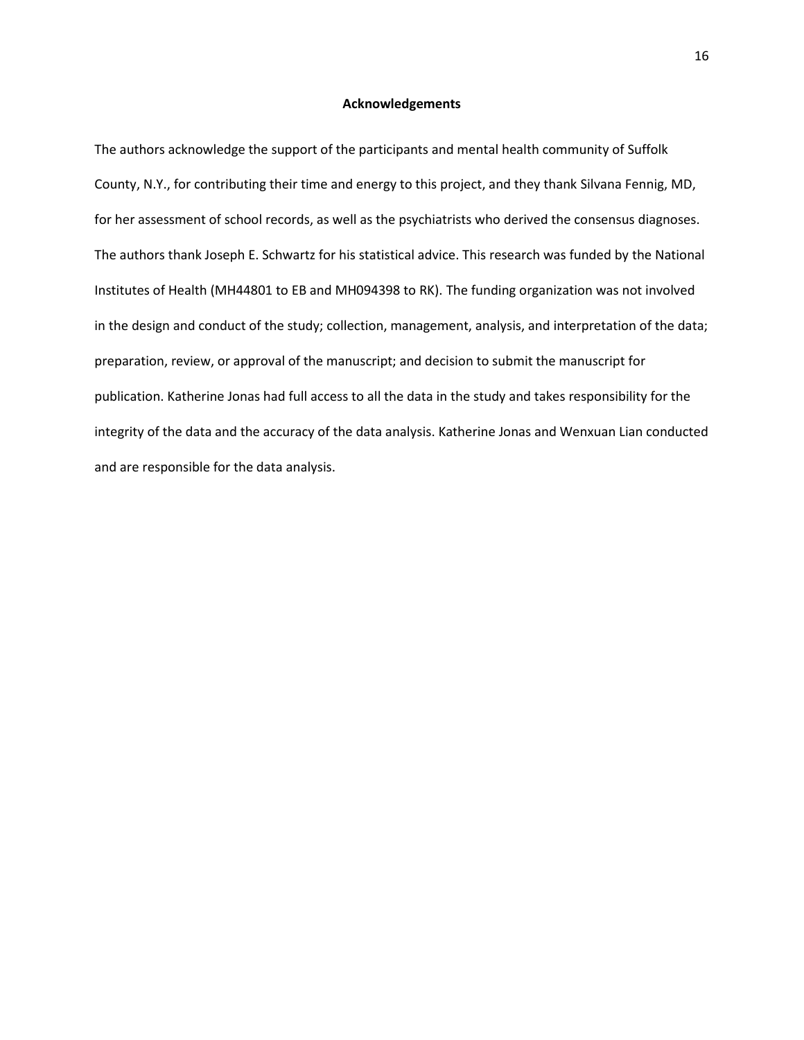## Acknowledgements

The authors acknowledge the support of the participants and mental health community of Suffolk County, N.Y., for contributing their time and energy to this project, and they thank Silvana Fennig, MD, for her assessment of school records, as well as the psychiatrists who derived the consensus diagnoses. The authors thank Joseph E. Schwartz for his statistical advice. This research was funded by the National Institutes of Health (MH44801 to EB and MH094398 to RK). The funding organization was not involved in the design and conduct of the study; collection, management, analysis, and interpretation of the data; preparation, review, or approval of the manuscript; and decision to submit the manuscript for publication. Katherine Jonas had full access to all the data in the study and takes responsibility for the integrity of the data and the accuracy of the data analysis. Katherine Jonas and Wenxuan Lian conducted and are responsible for the data analysis.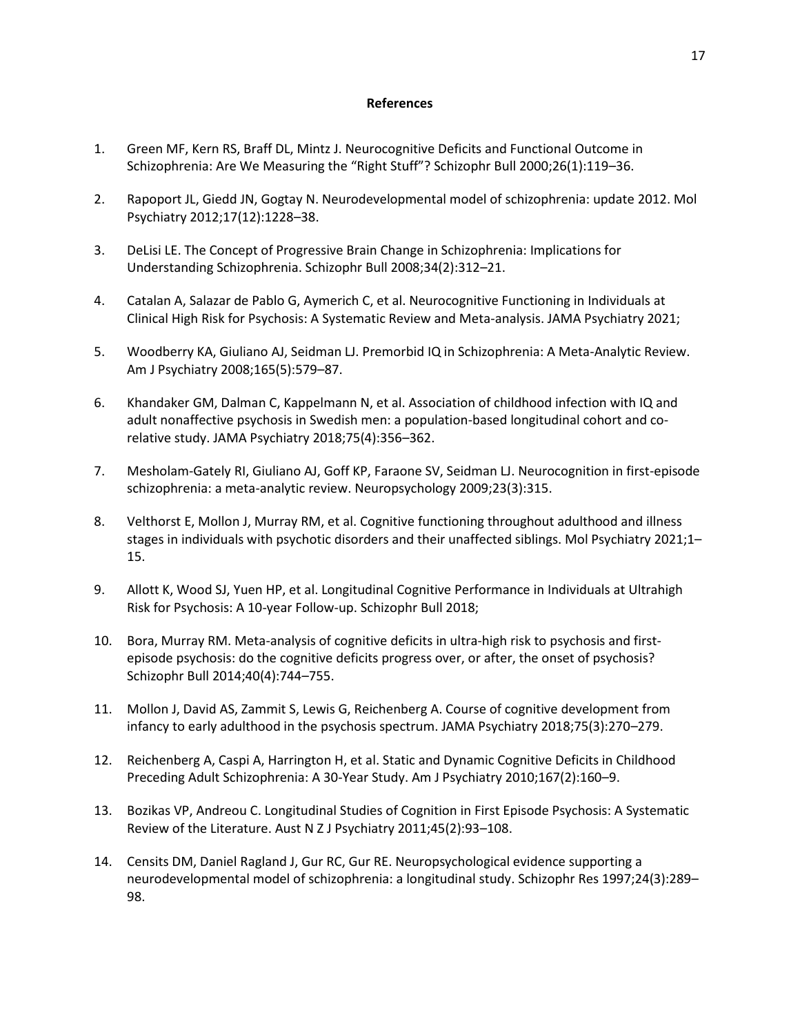**References**

1. Green MF, Kern RS, Braff DL, Mintz J. Neurocognitive Deficits and Functional Outcome in Schizophrenia: Are We Measuring the "Right Stuff"? Schizophr Bull 2000;26(1):119–36.

2. Rapoport JL, Giedd JN, Gogtay N. Neurodevelopmental model of schizophrenia: update 2012. Mol Psychiatry 2012;17(12):1228–38.

3. DeLisi LE. The Concept of Progressive Brain Change in Schizophrenia: Implications for Understanding Schizophrenia. Schizophr Bull 2008;34(2):312–21.

4. Catalan A, Salazar de Pablo G, Aymerich C, et al. Neurocognitive Functioning in Individuals at Clinical High Risk for Psychosis: A Systematic Review and Meta-analysis. JAMA Psychiatry 2021;

5. Woodberry KA, Giuliano AJ, Seidman LJ. Premorbid IQ in Schizophrenia: A Meta-Analytic Review. Am J Psychiatry 2008;165(5):579–87.

6. Khandaker GM, Dalman C, Kappelmann N, et al. Association of childhood infection with IQ and adult nonaffective psychosis in Swedish men: a population-based longitudinal cohort and co-relative study. JAMA Psychiatry 2018;75(4):356–362.

7. Mesholam-Gately RI, Giuliano AJ, Goff KP, Faraone SV, Seidman LJ. Neurocognition in first-episode schizophrenia: a meta-analytic review. Neuropsychology 2009;23(3):315.

8. Velthorst E, Mollon J, Murray RM, et al. Cognitive functioning throughout adulthood and illness stages in individuals with psychotic disorders and their unaffected siblings. Mol Psychiatry 2021;1–15.

9. Allott K, Wood SJ, Yuen HP, et al. Longitudinal Cognitive Performance in Individuals at Ultrahigh Risk for Psychosis: A 10-year Follow-up. Schizophr Bull 2018;

10. Bora, Murray RM. Meta-analysis of cognitive deficits in ultra-high risk to psychosis and first-episode psychosis: do the cognitive deficits progress over, or after, the onset of psychosis? Schizophr Bull 2014;40(4):744–755.

11. Mollon J, David AS, Zammit S, Lewis G, Reichenberg A. Course of cognitive development from infancy to early adulthood in the psychosis spectrum. JAMA Psychiatry 2018;75(3):270–279.

12. Reichenberg A, Caspi A, Harrington H, et al. Static and Dynamic Cognitive Deficits in Childhood Preceding Adult Schizophrenia: A 30-Year Study. Am J Psychiatry 2010;167(2):160–9.

13. Bozikas VP, Andreou C. Longitudinal Studies of Cognition in First Episode Psychosis: A Systematic Review of the Literature. Aust N Z J Psychiatry 2011;45(2):93–108.

14. Censits DM, Daniel Ragland J, Gur RC, Gur RE. Neuropsychological evidence supporting a neurodevelopmental model of schizophrenia: a longitudinal study. Schizophr Res 1997;24(3):289–98.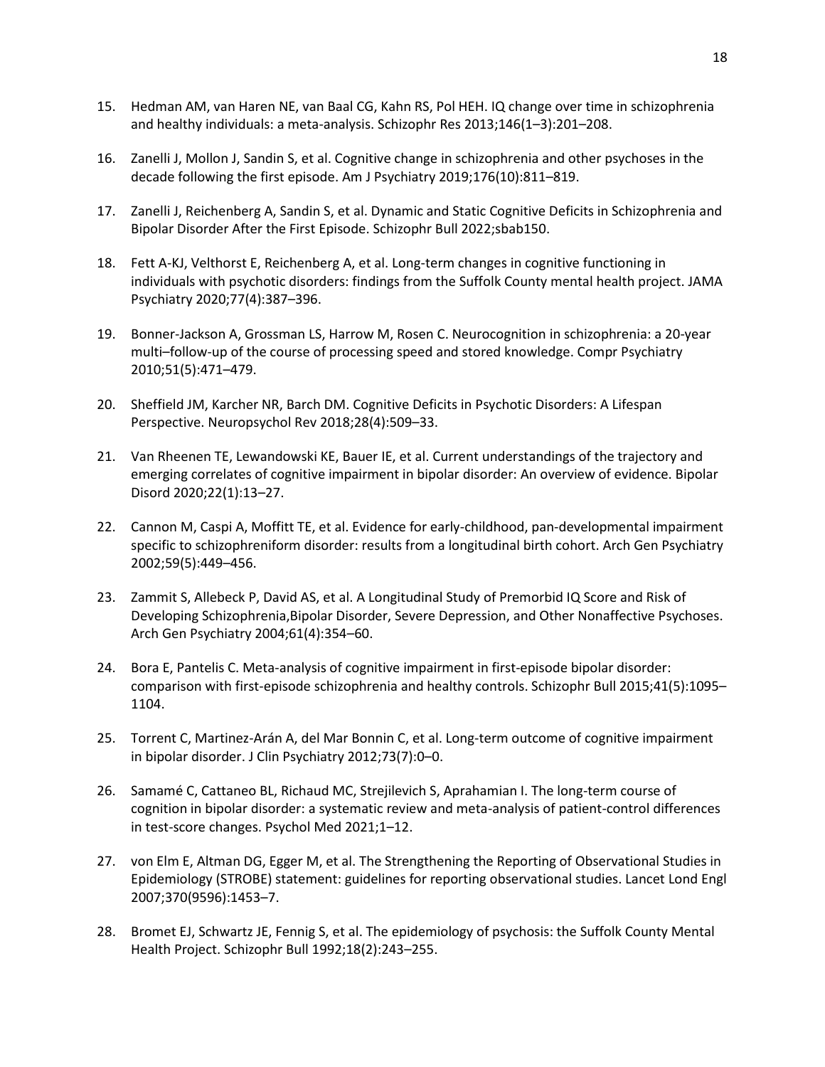15. Hedman AM, van Haren NE, van Baal CG, Kahn RS, Pol HEH. IQ change over time in schizophrenia and healthy individuals: a meta-analysis. Schizophr Res 2013;146(1–3):201–208.

16. Zanelli J, Mollon J, Sandin S, et al. Cognitive change in schizophrenia and other psychoses in the decade following the first episode. Am J Psychiatry 2019;176(10):811–819.

17. Zanelli J, Reichenberg A, Sandin S, et al. Dynamic and Static Cognitive Deficits in Schizophrenia and Bipolar Disorder After the First Episode. Schizophr Bull 2022;sbab150.

18. Fett A-KJ, Velthorst E, Reichenberg A, et al. Long-term changes in cognitive functioning in individuals with psychotic disorders: findings from the Suffolk County mental health project. JAMA Psychiatry 2020;77(4):387–396.

19. Bonner-Jackson A, Grossman LS, Harrow M, Rosen C. Neurocognition in schizophrenia: a 20-year multi–follow-up of the course of processing speed and stored knowledge. Compr Psychiatry 2010;51(5):471–479.

20. Sheffield JM, Karcher NR, Barch DM. Cognitive Deficits in Psychotic Disorders: A Lifespan Perspective. Neuropsychol Rev 2018;28(4):509–33.

21. Van Rheenen TE, Lewandowski KE, Bauer IE, et al. Current understandings of the trajectory and emerging correlates of cognitive impairment in bipolar disorder: An overview of evidence. Bipolar Disord 2020;22(1):13–27.

22. Cannon M, Caspi A, Moffitt TE, et al. Evidence for early-childhood, pan-developmental impairment specific to schizophreniform disorder: results from a longitudinal birth cohort. Arch Gen Psychiatry 2002;59(5):449–456.

23. Zammit S, Allebeck P, David AS, et al. A Longitudinal Study of Premorbid IQ Score and Risk of Developing Schizophrenia,Bipolar Disorder, Severe Depression, and Other Nonaffective Psychoses. Arch Gen Psychiatry 2004;61(4):354–60.

24. Bora E, Pantelis C. Meta-analysis of cognitive impairment in first-episode bipolar disorder: comparison with first-episode schizophrenia and healthy controls. Schizophr Bull 2015;41(5):1095–1104.

25. Torrent C, Martinez-Arán A, del Mar Bonnin C, et al. Long-term outcome of cognitive impairment in bipolar disorder. J Clin Psychiatry 2012;73(7):0–0.

26. Samamé C, Cattaneo BL, Richaud MC, Strejilevich S, Aprahamian I. The long-term course of cognition in bipolar disorder: a systematic review and meta-analysis of patient-control differences in test-score changes. Psychol Med 2021;1–12.

27. von Elm E, Altman DG, Egger M, et al. The Strengthening the Reporting of Observational Studies in Epidemiology (STROBE) statement: guidelines for reporting observational studies. Lancet Lond Engl 2007;370(9596):1453–7.

28. Bromet EJ, Schwartz JE, Fennig S, et al. The epidemiology of psychosis: the Suffolk County Mental Health Project. Schizophr Bull 1992;18(2):243–255.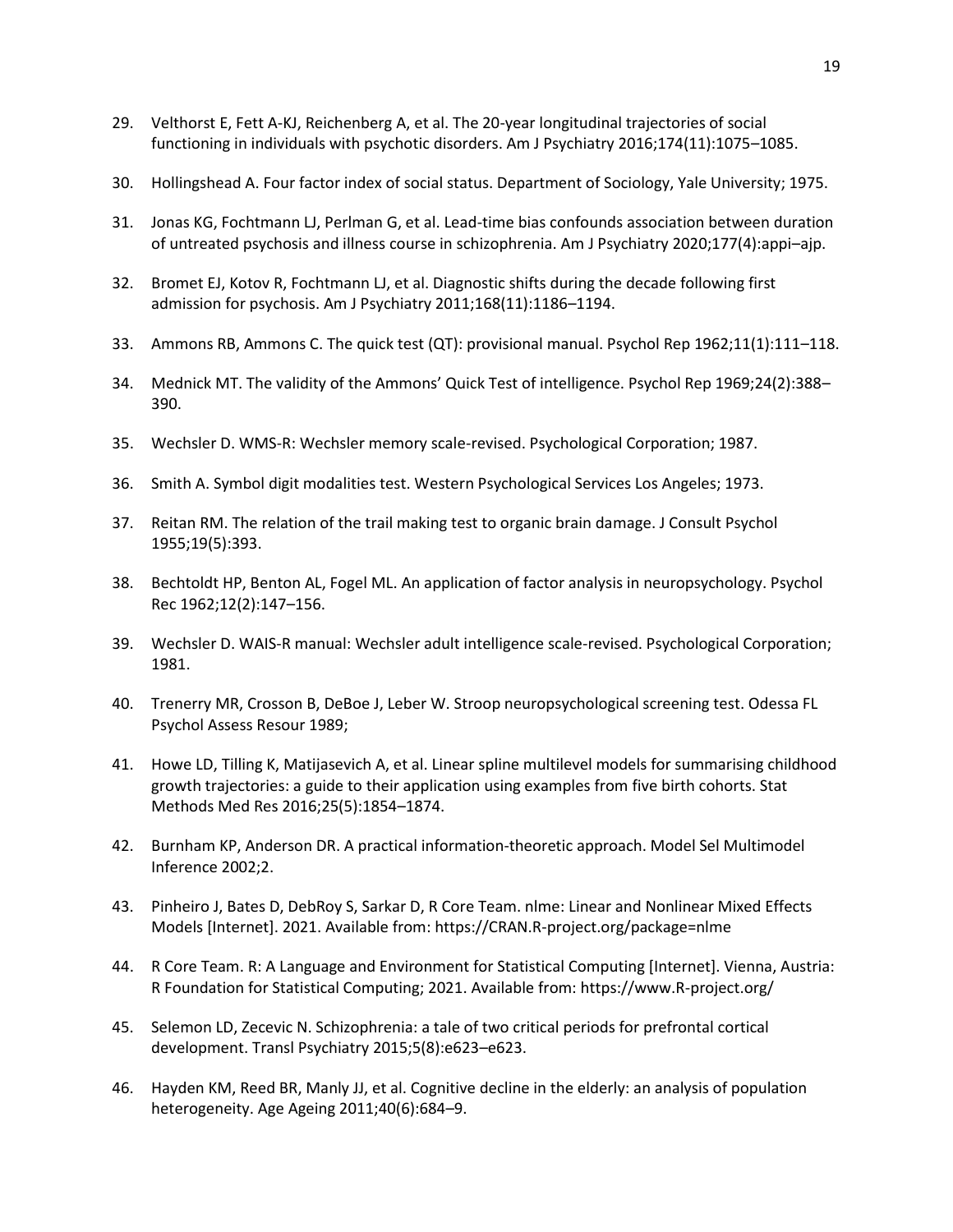29. Velthorst E, Fett A-KJ, Reichenberg A, et al. The 20-year longitudinal trajectories of social functioning in individuals with psychotic disorders. Am J Psychiatry 2016;174(11):1075–1085.

30. Hollingshead A. Four factor index of social status. Department of Sociology, Yale University; 1975.

31. Jonas KG, Fochtmann LJ, Perlman G, et al. Lead-time bias confounds association between duration of untreated psychosis and illness course in schizophrenia. Am J Psychiatry 2020;177(4):appi–ajp.

32. Bromet EJ, Kotov R, Fochtmann LJ, et al. Diagnostic shifts during the decade following first admission for psychosis. Am J Psychiatry 2011;168(11):1186–1194.

33. Ammons RB, Ammons C. The quick test (QT): provisional manual. Psychol Rep 1962;11(1):111–118.

34. Mednick MT. The validity of the Ammons' Quick Test of intelligence. Psychol Rep 1969;24(2):388–390.

35. Wechsler D. WMS-R: Wechsler memory scale-revised. Psychological Corporation; 1987.

36. Smith A. Symbol digit modalities test. Western Psychological Services Los Angeles; 1973.

37. Reitan RM. The relation of the trail making test to organic brain damage. J Consult Psychol 1955;19(5):393.

38. Bechtoldt HP, Benton AL, Fogel ML. An application of factor analysis in neuropsychology. Psychol Rec 1962;12(2):147–156.

39. Wechsler D. WAIS-R manual: Wechsler adult intelligence scale-revised. Psychological Corporation; 1981.

40. Trenerry MR, Crosson B, DeBoe J, Leber W. Stroop neuropsychological screening test. Odessa FL Psychol Assess Resour 1989;

41. Howe LD, Tilling K, Matijasevich A, et al. Linear spline multilevel models for summarising childhood growth trajectories: a guide to their application using examples from five birth cohorts. Stat Methods Med Res 2016;25(5):1854–1874.

42. Burnham KP, Anderson DR. A practical information-theoretic approach. Model Sel Multimodel Inference 2002;2.

43. Pinheiro J, Bates D, DebRoy S, Sarkar D, R Core Team. nlme: Linear and Nonlinear Mixed Effects Models [Internet]. 2021. Available from: https://CRAN.R-project.org/package=nlme

44. R Core Team. R: A Language and Environment for Statistical Computing [Internet]. Vienna, Austria: R Foundation for Statistical Computing; 2021. Available from: https://www.R-project.org/

45. Selemon LD, Zecevic N. Schizophrenia: a tale of two critical periods for prefrontal cortical development. Transl Psychiatry 2015;5(8):e623–e623.

46. Hayden KM, Reed BR, Manly JJ, et al. Cognitive decline in the elderly: an analysis of population heterogeneity. Age Ageing 2011;40(6):684–9.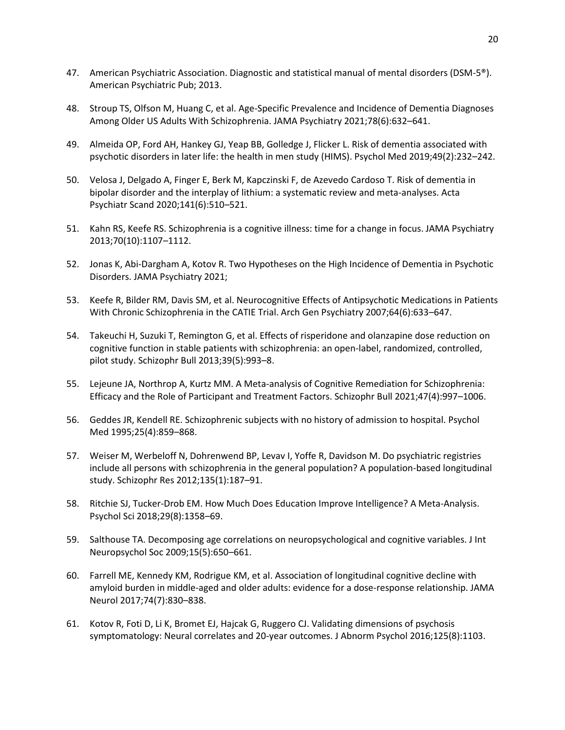47. American Psychiatric Association. Diagnostic and statistical manual of mental disorders (DSM-5®). American Psychiatric Pub; 2013.

48. Stroup TS, Olfson M, Huang C, et al. Age-Specific Prevalence and Incidence of Dementia Diagnoses Among Older US Adults With Schizophrenia. JAMA Psychiatry 2021;78(6):632–641.

49. Almeida OP, Ford AH, Hankey GJ, Yeap BB, Golledge J, Flicker L. Risk of dementia associated with psychotic disorders in later life: the health in men study (HIMS). Psychol Med 2019;49(2):232–242.

50. Velosa J, Delgado A, Finger E, Berk M, Kapczinski F, de Azevedo Cardoso T. Risk of dementia in bipolar disorder and the interplay of lithium: a systematic review and meta-analyses. Acta Psychiatr Scand 2020;141(6):510–521.

51. Kahn RS, Keefe RS. Schizophrenia is a cognitive illness: time for a change in focus. JAMA Psychiatry 2013;70(10):1107–1112.

52. Jonas K, Abi-Dargham A, Kotov R. Two Hypotheses on the High Incidence of Dementia in Psychotic Disorders. JAMA Psychiatry 2021;

53. Keefe R, Bilder RM, Davis SM, et al. Neurocognitive Effects of Antipsychotic Medications in Patients With Chronic Schizophrenia in the CATIE Trial. Arch Gen Psychiatry 2007;64(6):633–647.

54. Takeuchi H, Suzuki T, Remington G, et al. Effects of risperidone and olanzapine dose reduction on cognitive function in stable patients with schizophrenia: an open-label, randomized, controlled, pilot study. Schizophr Bull 2013;39(5):993–8.

55. Lejeune JA, Northrop A, Kurtz MM. A Meta-analysis of Cognitive Remediation for Schizophrenia: Efficacy and the Role of Participant and Treatment Factors. Schizophr Bull 2021;47(4):997–1006.

56. Geddes JR, Kendell RE. Schizophrenic subjects with no history of admission to hospital. Psychol Med 1995;25(4):859–868.

57. Weiser M, Werbeloff N, Dohrenwend BP, Levav I, Yoffe R, Davidson M. Do psychiatric registries include all persons with schizophrenia in the general population? A population-based longitudinal study. Schizophr Res 2012;135(1):187–91.

58. Ritchie SJ, Tucker-Drob EM. How Much Does Education Improve Intelligence? A Meta-Analysis. Psychol Sci 2018;29(8):1358–69.

59. Salthouse TA. Decomposing age correlations on neuropsychological and cognitive variables. J Int Neuropsychol Soc 2009;15(5):650–661.

60. Farrell ME, Kennedy KM, Rodrigue KM, et al. Association of longitudinal cognitive decline with amyloid burden in middle-aged and older adults: evidence for a dose-response relationship. JAMA Neurol 2017;74(7):830–838.

61. Kotov R, Foti D, Li K, Bromet EJ, Hajcak G, Ruggero CJ. Validating dimensions of psychosis symptomatology: Neural correlates and 20-year outcomes. J Abnorm Psychol 2016;125(8):1103.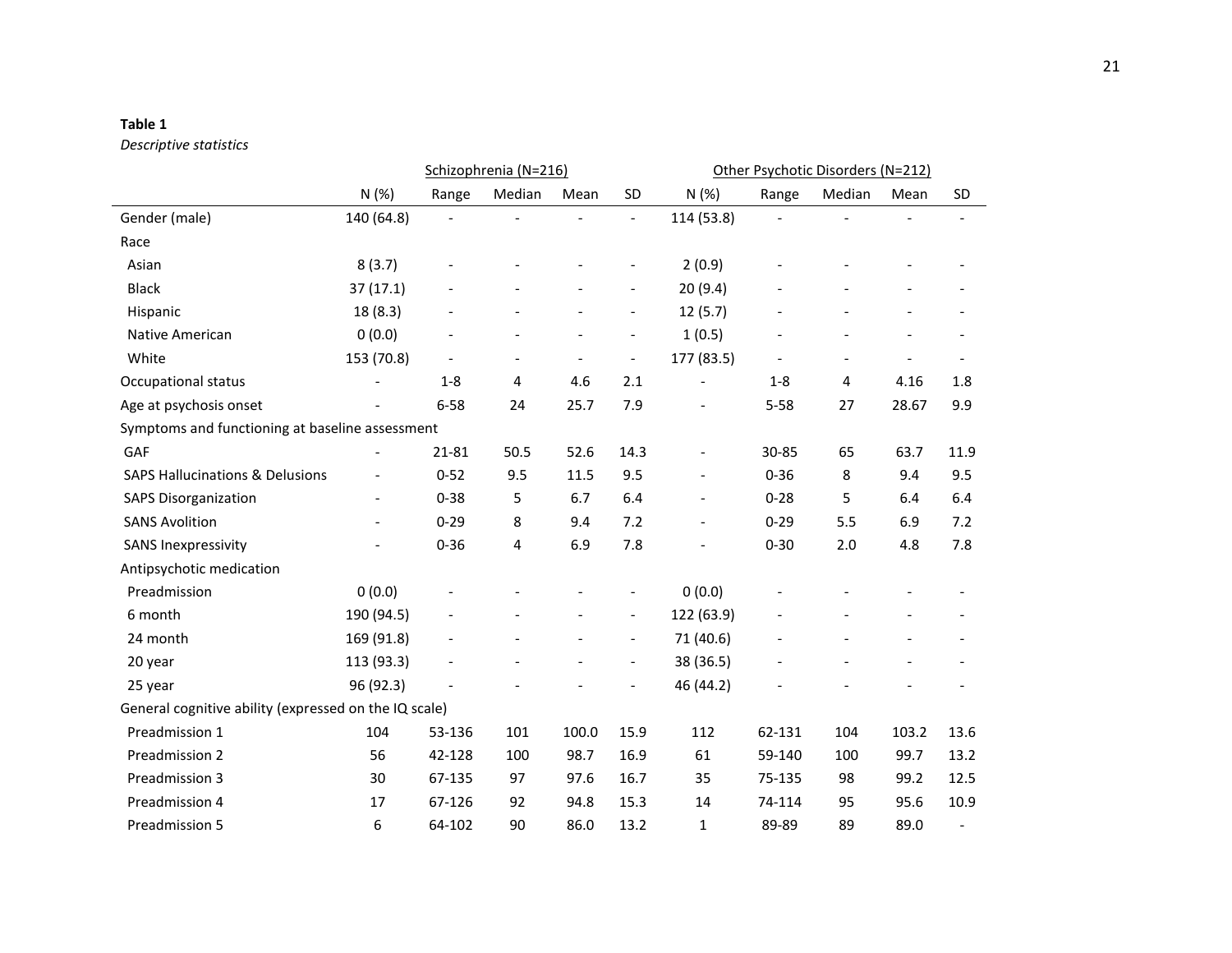**Table 1**

*Descriptive statistics*

| | Schizophrenia (N=216) | | | | | Other Psychotic Disorders (N=212) | | | | |
|---|---|---|---|---|---|---|---|---|---|---|
| | N (%) | Range | Median | Mean | SD | N (%) | Range | Median | Mean | SD |
| Gender (male) | 140 (64.8) | - | - | - | - | 114 (53.8) | - | - | - | - |
| Race | | | | | | | | | | |
| Asian | 8 (3.7) | - | - | - | - | 2 (0.9) | - | - | - | - |
| Black | 37 (17.1) | - | - | - | - | 20 (9.4) | - | - | - | - |
| Hispanic | 18 (8.3) | - | - | - | - | 12 (5.7) | - | - | - | - |
| Native American | 0 (0.0) | - | - | - | - | 1 (0.5) | - | - | - | - |
| White | 153 (70.8) | - | - | - | - | 177 (83.5) | - | - | - | - |
| Occupational status | - | 1-8 | 4 | 4.6 | 2.1 | - | 1-8 | 4 | 4.16 | 1.8 |
| Age at psychosis onset | - | 6-58 | 24 | 25.7 | 7.9 | - | 5-58 | 27 | 28.67 | 9.9 |
| Symptoms and functioning at baseline assessment | | | | | | | | | | |
| GAF | - | 21-81 | 50.5 | 52.6 | 14.3 | - | 30-85 | 65 | 63.7 | 11.9 |
| SAPS Hallucinations & Delusions | - | 0-52 | 9.5 | 11.5 | 9.5 | - | 0-36 | 8 | 9.4 | 9.5 |
| SAPS Disorganization | - | 0-38 | 5 | 6.7 | 6.4 | - | 0-28 | 5 | 6.4 | 6.4 |
| SANS Avolition | - | 0-29 | 8 | 9.4 | 7.2 | - | 0-29 | 5.5 | 6.9 | 7.2 |
| SANS Inexpressivity | - | 0-36 | 4 | 6.9 | 7.8 | - | 0-30 | 2.0 | 4.8 | 7.8 |
| Antipsychotic medication | | | | | | | | | | |
| Preadmission | 0 (0.0) | - | - | - | - | 0 (0.0) | - | - | - | - |
| 6 month | 190 (94.5) | - | - | - | - | 122 (63.9) | - | - | - | - |
| 24 month | 169 (91.8) | - | - | - | - | 71 (40.6) | - | - | - | - |
| 20 year | 113 (93.3) | - | - | - | - | 38 (36.5) | - | - | - | - |
| 25 year | 96 (92.3) | - | - | - | - | 46 (44.2) | - | - | - | - |
| General cognitive ability (expressed on the IQ scale) | | | | | | | | | | |
| Preadmission 1 | 104 | 53-136 | 101 | 100.0 | 15.9 | 112 | 62-131 | 104 | 103.2 | 13.6 |
| Preadmission 2 | 56 | 42-128 | 100 | 98.7 | 16.9 | 61 | 59-140 | 100 | 99.7 | 13.2 |
| Preadmission 3 | 30 | 67-135 | 97 | 97.6 | 16.7 | 35 | 75-135 | 98 | 99.2 | 12.5 |
| Preadmission 4 | 17 | 67-126 | 92 | 94.8 | 15.3 | 14 | 74-114 | 95 | 95.6 | 10.9 |
| Preadmission 5 | 6 | 64-102 | 90 | 86.0 | 13.2 | 1 | 89-89 | 89 | 89.0 | - |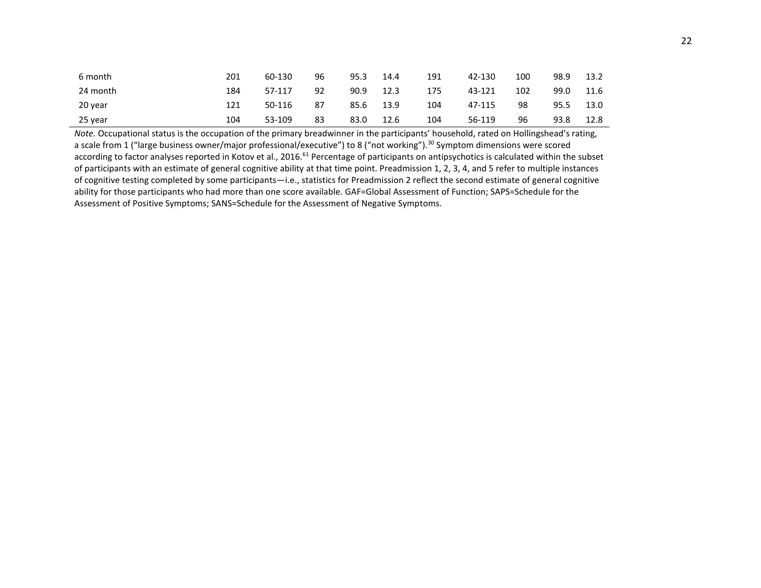| | | | | | | | | | | |
|---|---|---|---|---|---|---|---|---|---|---|
| 6 month | 201 | 60-130 | 96 | 95.3 | 14.4 | 191 | 42-130 | 100 | 98.9 | 13.2 |
| 24 month | 184 | 57-117 | 92 | 90.9 | 12.3 | 175 | 43-121 | 102 | 99.0 | 11.6 |
| 20 year | 121 | 50-116 | 87 | 85.6 | 13.9 | 104 | 47-115 | 98 | 95.5 | 13.0 |
| 25 year | 104 | 53-109 | 83 | 83.0 | 12.6 | 104 | 56-119 | 96 | 93.8 | 12.8 |

*Note.* Occupational status is the occupation of the primary breadwinner in the participants' household, rated on Hollingshead's rating, a scale from 1 ("large business owner/major professional/executive") to 8 ("not working").[30] Symptom dimensions were scored according to factor analyses reported in Kotov et al., 2016.[61] Percentage of participants on antipsychotics is calculated within the subset of participants with an estimate of general cognitive ability at that time point. Preadmission 1, 2, 3, 4, and 5 refer to multiple instances of cognitive testing completed by some participants—i.e., statistics for Preadmission 2 reflect the second estimate of general cognitive ability for those participants who had more than one score available. GAF=Global Assessment of Function; SAPS=Schedule for the Assessment of Positive Symptoms; SANS=Schedule for the Assessment of Negative Symptoms.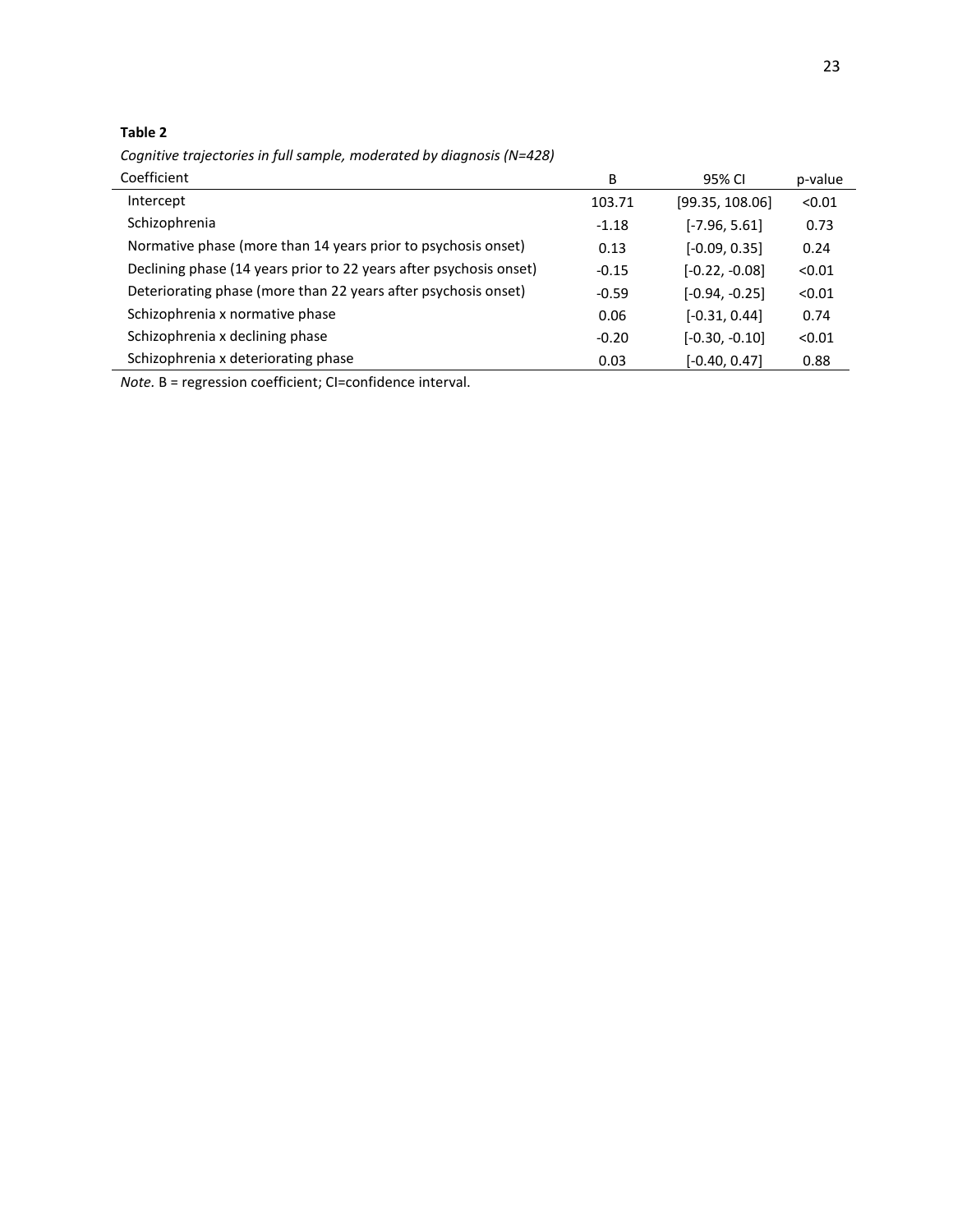**Table 2**

*Cognitive trajectories in full sample, moderated by diagnosis (N=428)*

| Coefficient | B | 95% CI | p-value |
|---|---|---|---|
| Intercept | 103.71 | [99.35, 108.06] | <0.01 |
| Schizophrenia | -1.18 | [-7.96, 5.61] | 0.73 |
| Normative phase (more than 14 years prior to psychosis onset) | 0.13 | [-0.09, 0.35] | 0.24 |
| Declining phase (14 years prior to 22 years after psychosis onset) | -0.15 | [-0.22, -0.08] | <0.01 |
| Deteriorating phase (more than 22 years after psychosis onset) | -0.59 | [-0.94, -0.25] | <0.01 |
| Schizophrenia x normative phase | 0.06 | [-0.31, 0.44] | 0.74 |
| Schizophrenia x declining phase | -0.20 | [-0.30, -0.10] | <0.01 |
| Schizophrenia x deteriorating phase | 0.03 | [-0.40, 0.47] | 0.88 |

*Note.* B = regression coefficient; CI=confidence interval.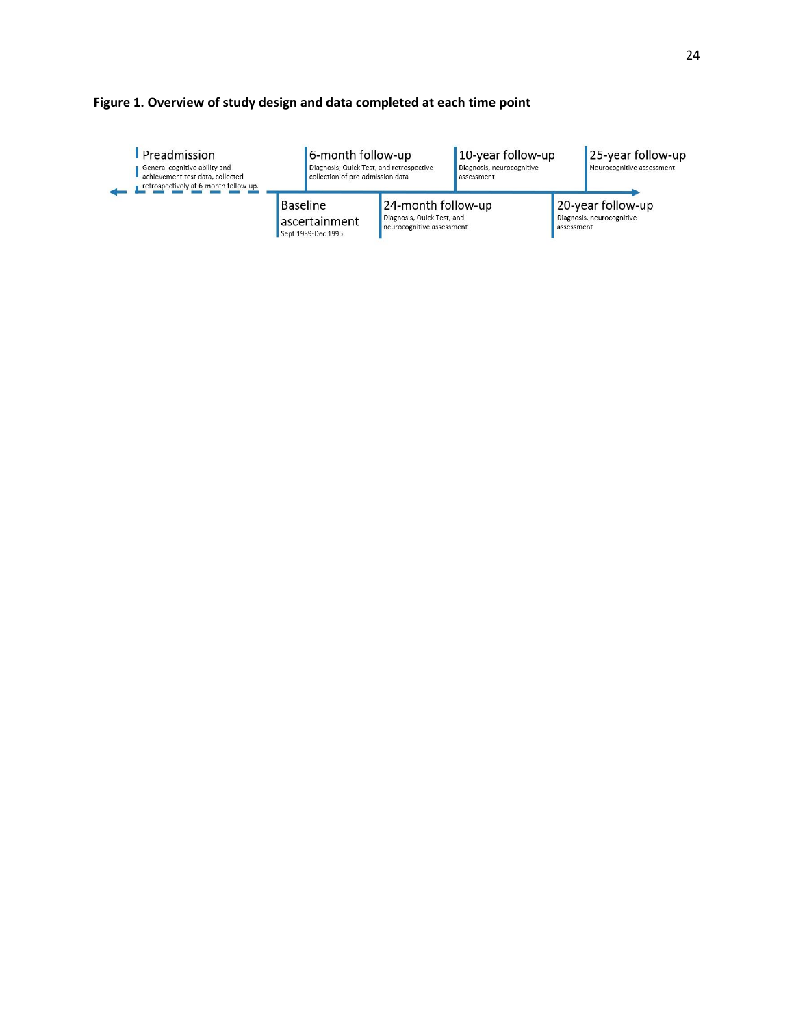**Figure 1. Overview of study design and data completed at each time point**

Preadmission
General cognitive ability and achievement test data, collected retrospectively at 6-month follow-up.

Baseline ascertainment
Sept 1989-Dec 1995

6-month follow-up
Diagnosis, Quick Test, and retrospective collection of pre-admission data

24-month follow-up
Diagnosis, Quick Test, and neurocognitive assessment

10-year follow-up
Diagnosis, neurocognitive assessment

20-year follow-up
Diagnosis, neurocognitive assessment

25-year follow-up
Neurocognitive assessment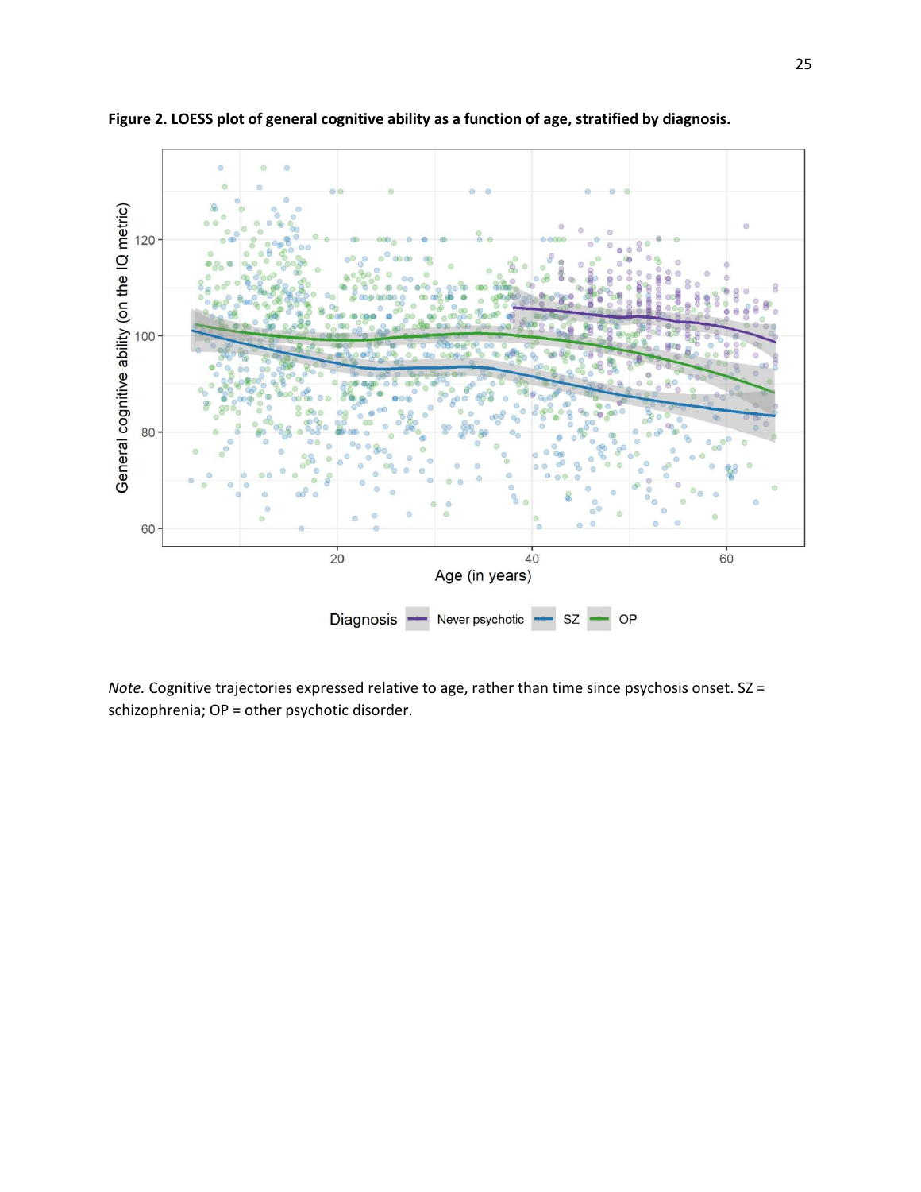**Figure 2. LOESS plot of general cognitive ability as a function of age, stratified by diagnosis.**

*Note.* Cognitive trajectories expressed relative to age, rather than time since psychosis onset. SZ = schizophrenia; OP = other psychotic disorder.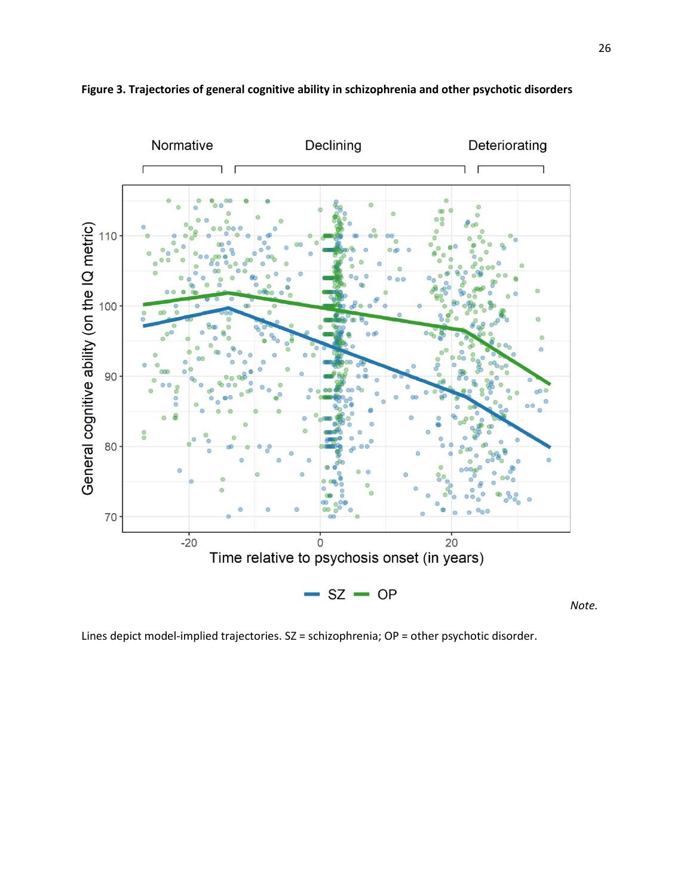**Figure 3. Trajectories of general cognitive ability in schizophrenia and other psychotic disorders**

Normative

Declining

Deteriorating

General cognitive ability (on the IQ metric)

110

100

90

80

70

-20

0

20

Time relative to psychosis onset (in years)

SZ OP

*Note.*

Lines depict model-implied trajectories. SZ = schizophrenia; OP = other psychotic disorder.